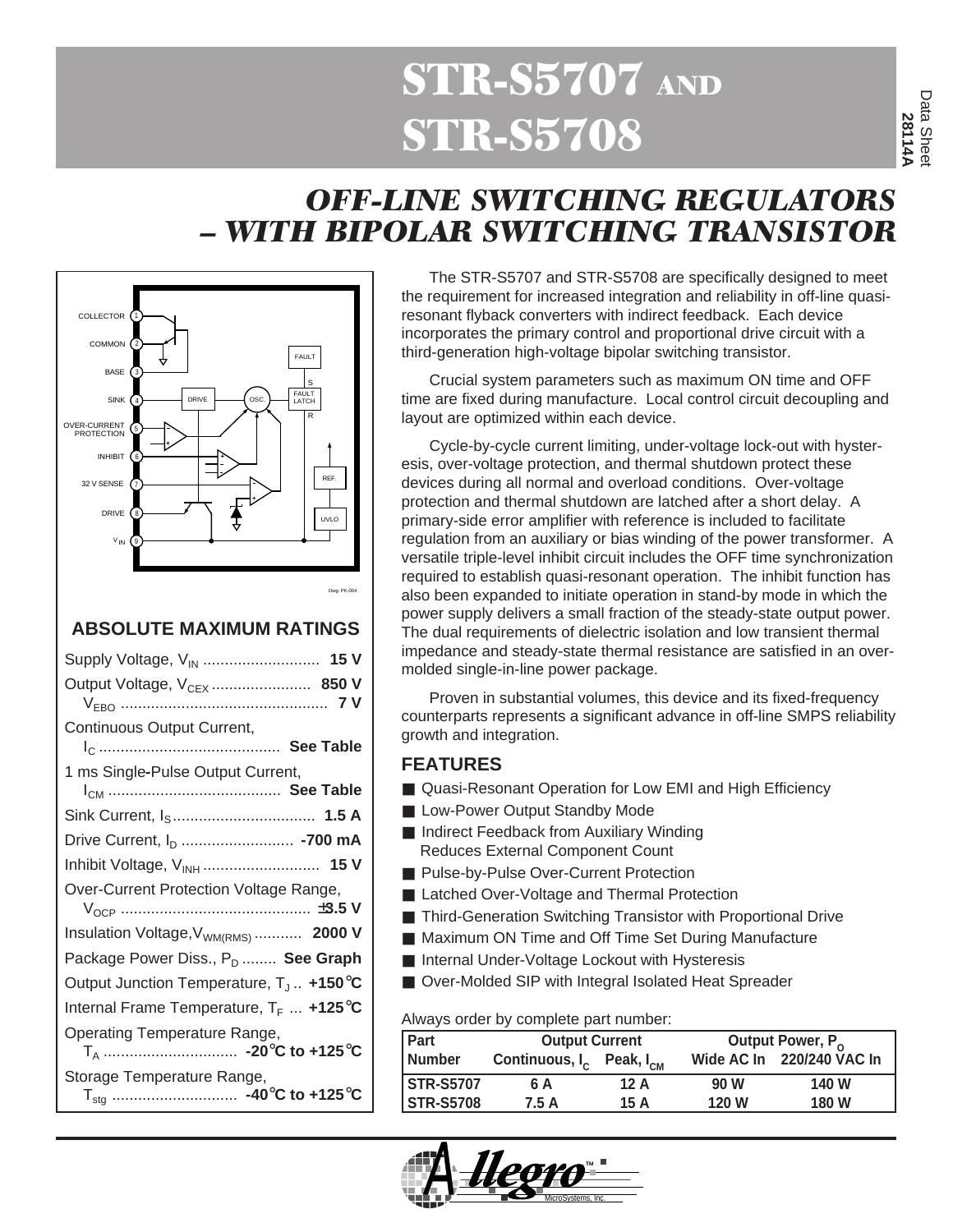# STR-S5707 AND STR-S5708

Data Sheet 28114A

## OFF-LINE SWITCHING REGULATORS – WITH BIPOLAR SWITCHING TRANSISTOR

## ABSOLUTE MAXIMUM RATINGS

Supply Voltage, $V_{IN}$ .......................... **15 V**

Output Voltage, $V_{CEX}$ ...................... **850 V**

$V_{EBO}$ ............................................ **7 V**

Continuous Output Current, $I_C$ .......................................... **See Table**

1 ms Single-Pulse Output Current, $I_{CM}$ ........................................ **See Table**

Sink Current, $I_S$ ................................ **1.5 A**

Drive Current, $I_D$ .......................... **-700 mA**

Inhibit Voltage, $V_{INH}$ .......................... **15 V**

Over-Current Protection Voltage Range, $V_{OCP}$ ........................................... **±3.5 V**

Insulation Voltage, $V_{WM(RMS)}$ ........... **2000 V**

Package Power Diss., $P_D$ ........ **See Graph**

Output Junction Temperature, $T_J$ .. **+150°C**

Internal Frame Temperature, $T_F$ ... **+125°C**

Operating Temperature Range, $T_A$ ............................... **-20°C to +125°C**

Storage Temperature Range, $T_{stg}$ ............................ **-40°C to +125°C**

The STR-S5707 and STR-S5708 are specifically designed to meet the requirement for increased integration and reliability in off-line quasi-resonant flyback converters with indirect feedback. Each device incorporates the primary control and proportional drive circuit with a third-generation high-voltage bipolar switching transistor.

Crucial system parameters such as maximum ON time and OFF time are fixed during manufacture. Local control circuit decoupling and layout are optimized within each device.

Cycle-by-cycle current limiting, under-voltage lock-out with hysteresis, over-voltage protection, and thermal shutdown protect these devices during all normal and overload conditions. Over-voltage protection and thermal shutdown are latched after a short delay. A primary-side error amplifier with reference is included to facilitate regulation from an auxiliary or bias winding of the power transformer. A versatile triple-level inhibit circuit includes the OFF time synchronization required to establish quasi-resonant operation. The inhibit function has also been expanded to initiate operation in stand-by mode in which the power supply delivers a small fraction of the steady-state output power. The dual requirements of dielectric isolation and low transient thermal impedance and steady-state thermal resistance are satisfied in an over-molded single-in-line power package.

Proven in substantial volumes, this device and its fixed-frequency counterparts represents a significant advance in off-line SMPS reliability growth and integration.

## FEATURES

- Quasi-Resonant Operation for Low EMI and High Efficiency
- Low-Power Output Standby Mode
- Indirect Feedback from Auxiliary Winding Reduces External Component Count
- Pulse-by-Pulse Over-Current Protection
- Latched Over-Voltage and Thermal Protection
- Third-Generation Switching Transistor with Proportional Drive
- Maximum ON Time and Off Time Set During Manufacture
- Internal Under-Voltage Lockout with Hysteresis
- Over-Molded SIP with Integral Isolated Heat Spreader

Always order by complete part number:

| Part Number | Output Current Continuous, $I_C$ | Peak, $I_{CM}$ | Output Power, $P_O$ Wide AC In | 220/240 VAC In |
|---|---|---|---|---|
| STR-S5707 | 6 A | 12 A | 90 W | 140 W |
| STR-S5708 | 7.5 A | 15 A | 120 W | 180 W |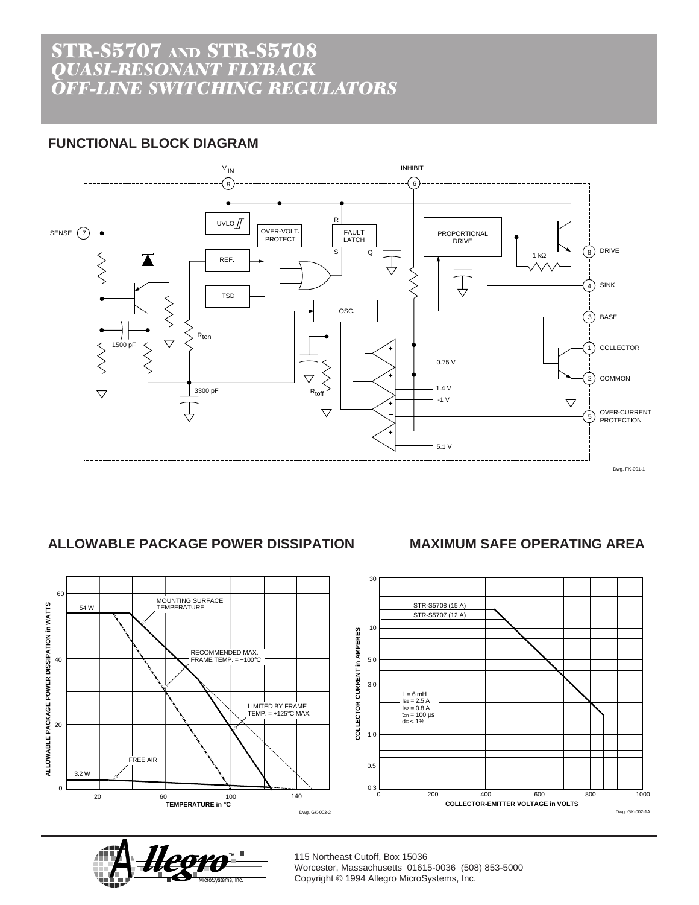# STR-S5707 AND STR-S5708
## *QUASI-RESONANT FLYBACK OFF-LINE SWITCHING REGULATORS*

## FUNCTIONAL BLOCK DIAGRAM

Dwg. FK-001-1

## ALLOWABLE PACKAGE POWER DISSIPATION

Dwg. GK-003-2

## MAXIMUM SAFE OPERATING AREA

Dwg. GK-002-1A

115 Northeast Cutoff, Box 15036
Worcester, Massachusetts 01615-0036 (508) 853-5000
Copyright © 1994 Allegro MicroSystems, Inc.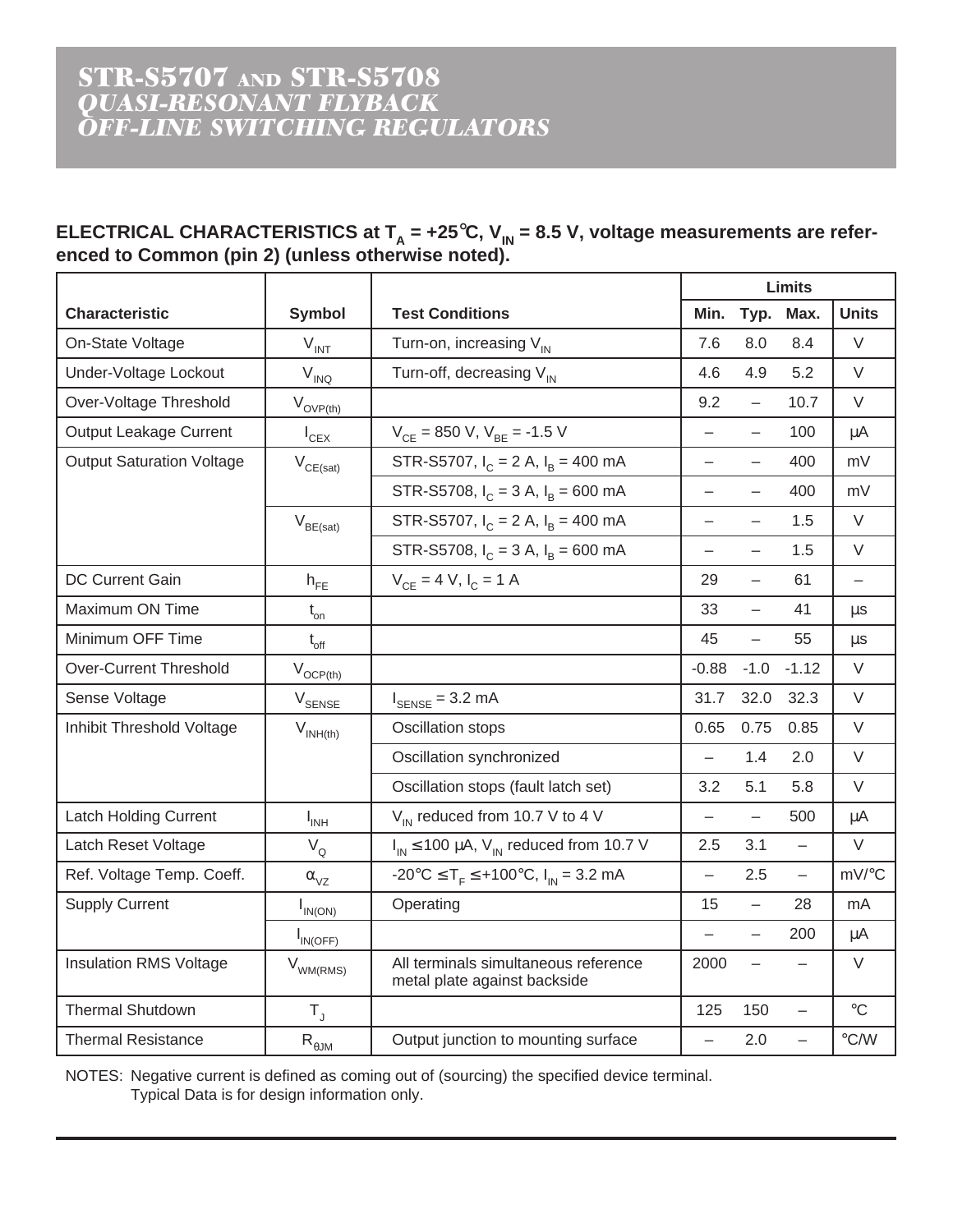# STR-S5707 AND STR-S5708 *QUASI-RESONANT FLYBACK OFF-LINE SWITCHING REGULATORS*

**ELECTRICAL CHARACTERISTICS at $T_A$ = +25°C, $V_{IN}$ = 8.5 V, voltage measurements are referenced to Common (pin 2) (unless otherwise noted).**

| Characteristic | Symbol | Test Conditions | Limits | | | |
|---|---|---|---|---|---|---|
| | | | Min. | Typ. | Max. | Units |
| On-State Voltage | $V_{INT}$ | Turn-on, increasing $V_{IN}$ | 7.6 | 8.0 | 8.4 | V |
| Under-Voltage Lockout | $V_{INQ}$ | Turn-off, decreasing $V_{IN}$ | 4.6 | 4.9 | 5.2 | V |
| Over-Voltage Threshold | $V_{OVP(th)}$ | | 9.2 | – | 10.7 | V |
| Output Leakage Current | $I_{CEX}$ | $V_{CE}$ = 850 V, $V_{BE}$ = -1.5 V | – | – | 100 | μA |
| Output Saturation Voltage | $V_{CE(sat)}$ | STR-S5707, $I_C$ = 2 A, $I_B$ = 400 mA | – | – | 400 | mV |
| | | STR-S5708, $I_C$ = 3 A, $I_B$ = 600 mA | – | – | 400 | mV |
| | $V_{BE(sat)}$ | STR-S5707, $I_C$ = 2 A, $I_B$ = 400 mA | – | – | 1.5 | V |
| | | STR-S5708, $I_C$ = 3 A, $I_B$ = 600 mA | – | – | 1.5 | V |
| DC Current Gain | $h_{FE}$ | $V_{CE}$ = 4 V, $I_C$ = 1 A | 29 | – | 61 | – |
| Maximum ON Time | $t_{on}$ | | 33 | – | 41 | μs |
| Minimum OFF Time | $t_{off}$ | | 45 | – | 55 | μs |
| Over-Current Threshold | $V_{OCP(th)}$ | | -0.88 | -1.0 | -1.12 | V |
| Sense Voltage | $V_{SENSE}$ | $I_{SENSE}$ = 3.2 mA | 31.7 | 32.0 | 32.3 | V |
| Inhibit Threshold Voltage | $V_{INH(th)}$ | Oscillation stops | 0.65 | 0.75 | 0.85 | V |
| | | Oscillation synchronized | – | 1.4 | 2.0 | V |
| | | Oscillation stops (fault latch set) | 3.2 | 5.1 | 5.8 | V |
| Latch Holding Current | $I_{INH}$ | $V_{IN}$ reduced from 10.7 V to 4 V | – | – | 500 | μA |
| Latch Reset Voltage | $V_Q$ | $I_{IN} \leq 100$ μA, $V_{IN}$ reduced from 10.7 V | 2.5 | 3.1 | – | V |
| Ref. Voltage Temp. Coeff. | $\alpha_{VZ}$ | -20°C ≤ $T_F$ ≤ +100°C, $I_{IN}$ = 3.2 mA | – | 2.5 | – | mV/°C |
| Supply Current | $I_{IN(ON)}$ | Operating | 15 | – | 28 | mA |
| | $I_{IN(OFF)}$ | | – | – | 200 | μA |
| Insulation RMS Voltage | $V_{WM(RMS)}$ | All terminals simultaneous reference metal plate against backside | 2000 | – | – | V |
| Thermal Shutdown | $T_J$ | | 125 | 150 | – | °C |
| Thermal Resistance | $R_{\theta JM}$ | Output junction to mounting surface | – | 2.0 | – | °C/W |

NOTES: Negative current is defined as coming out of (sourcing) the specified device terminal.
Typical Data is for design information only.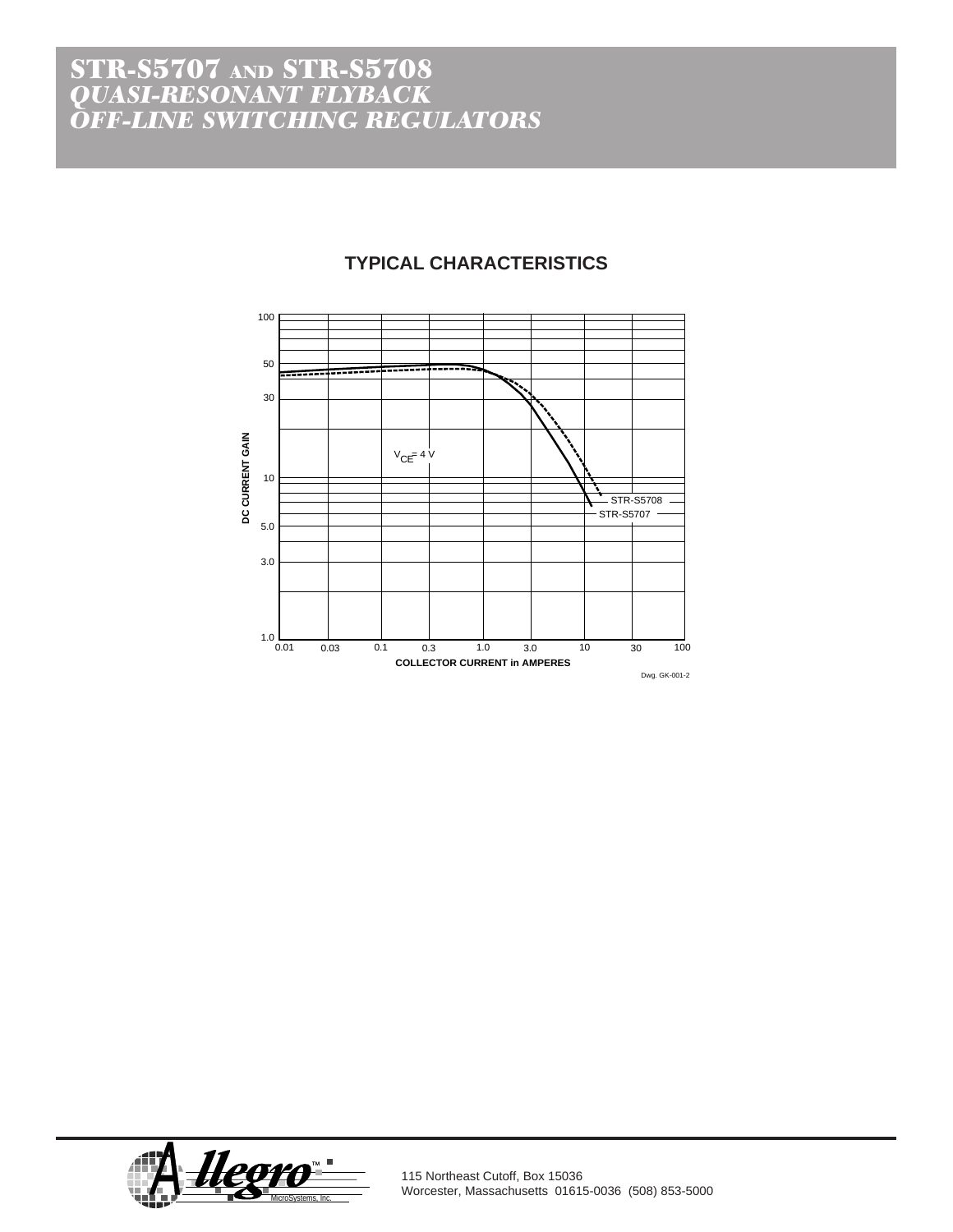# STR-S5707 AND STR-S5708
## *QUASI-RESONANT FLYBACK OFF-LINE SWITCHING REGULATORS*

### TYPICAL CHARACTERISTICS

DC CURRENT GAIN

$V_{CE}$ = 4 V

STR-S5708

STR-S5707

COLLECTOR CURRENT in AMPERES

Dwg. GK-001-2

115 Northeast Cutoff, Box 15036
Worcester, Massachusetts 01615-0036 (508) 853-5000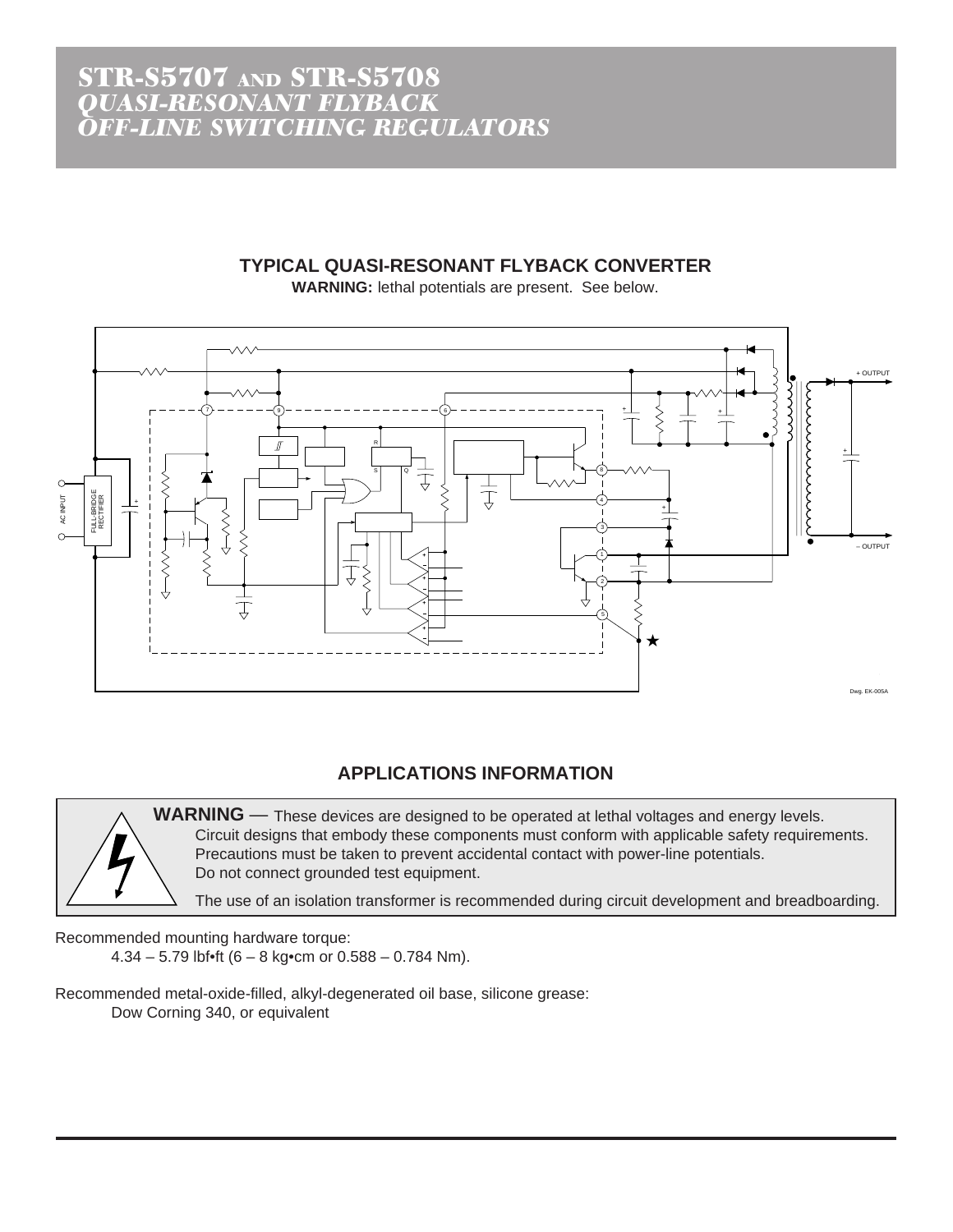# STR-S5707 AND STR-S5708
## *QUASI-RESONANT FLYBACK OFF-LINE SWITCHING REGULATORS*

### TYPICAL QUASI-RESONANT FLYBACK CONVERTER

**WARNING:** lethal potentials are present. See below.

+ OUTPUT

AC INPUT

FULL-BRIDGE RECTIFIER

– OUTPUT

Dwg. EK-005A

## APPLICATIONS INFORMATION

**WARNING** — These devices are designed to be operated at lethal voltages and energy levels. Circuit designs that embody these components must conform with applicable safety requirements. Precautions must be taken to prevent accidental contact with power-line potentials. Do not connect grounded test equipment.

The use of an isolation transformer is recommended during circuit development and breadboarding.

Recommended mounting hardware torque:

4.34 – 5.79 lbf•ft (6 – 8 kg•cm or 0.588 – 0.784 Nm).

Recommended metal-oxide-filled, alkyl-degenerated oil base, silicone grease:

Dow Corning 340, or equivalent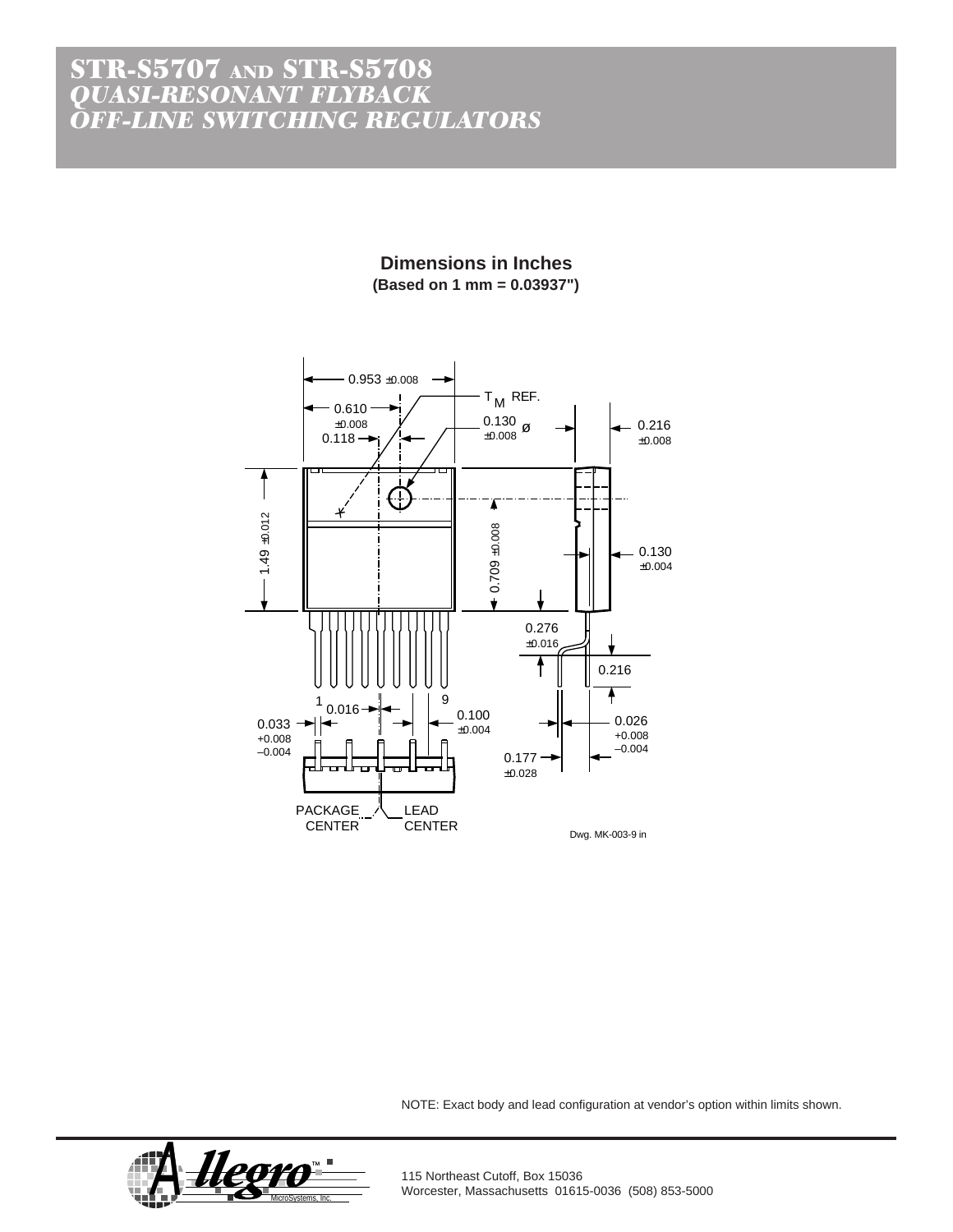# STR-S5707 AND STR-S5708
## *QUASI-RESONANT FLYBACK OFF-LINE SWITCHING REGULATORS*

**Dimensions in Inches**
**(Based on 1 mm = 0.03937")**

0.953 ±0.008

$T_M$ REF.

0.610 ±0.008

0.118

0.130 ±0.008 ø

0.216 ±0.008

1.49 ±0.012

0.709 ±0.008

0.130 ±0.004

0.276 ±0.016

0.216

1 0.016 9

0.033 +0.008 –0.004

0.100 ±0.004

0.026 +0.008 –0.004

0.177 ±0.028

PACKAGE CENTER

LEAD CENTER

Dwg. MK-003-9 in

NOTE: Exact body and lead configuration at vendor's option within limits shown.

115 Northeast Cutoff, Box 15036
Worcester, Massachusetts 01615-0036 (508) 853-5000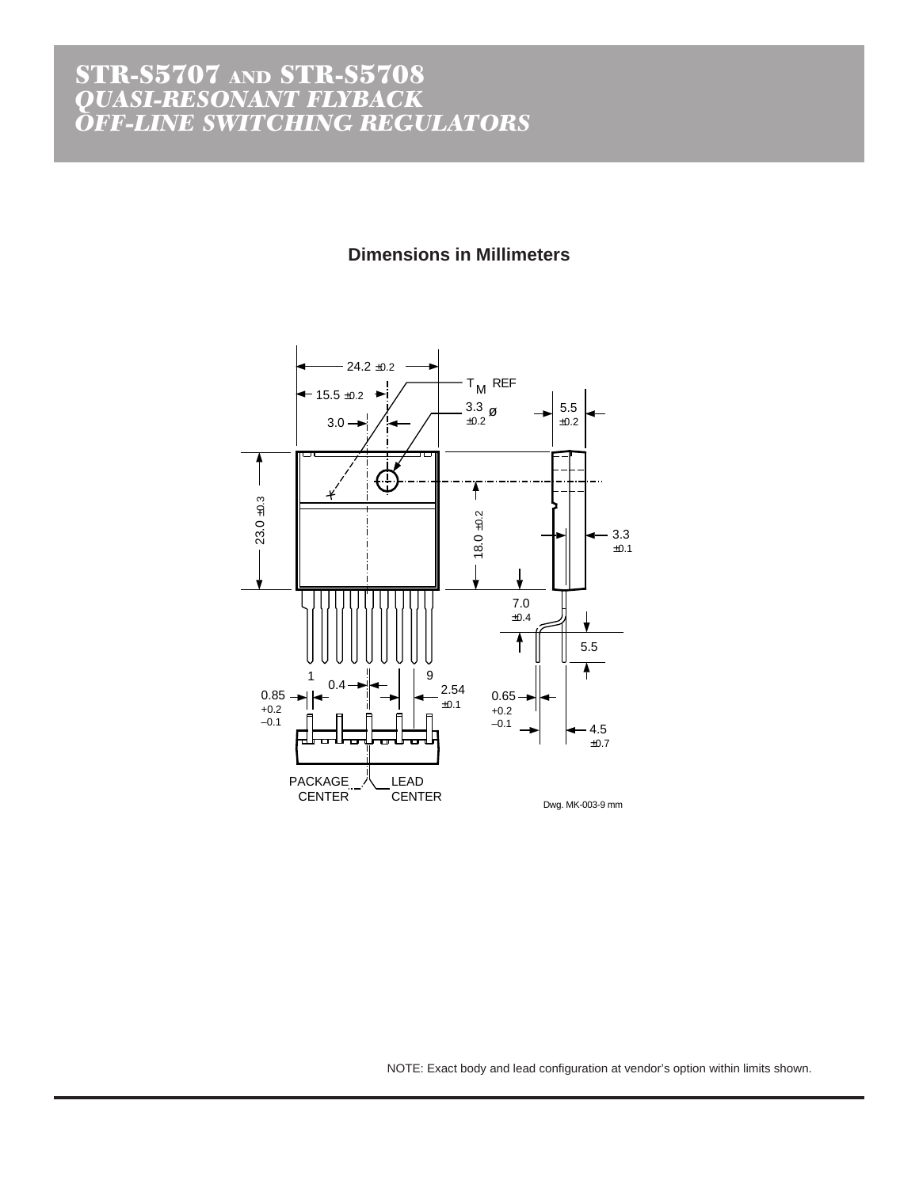# STR-S5707 AND STR-S5708 *QUASI-RESONANT FLYBACK OFF-LINE SWITCHING REGULATORS*

**Dimensions in Millimeters**

24.2 ±0.2

15.5 ±0.2

3.0

$T_M$ REF

3.3 ±0.2 ø

5.5 ±0.2

23.0 ±0.3

18.0 ±0.2

3.3 ±0.1

7.0 ±0.4

5.5

1

9

0.85 +0.2 –0.1

0.4

2.54 ±0.1

0.65 +0.2 –0.1

4.5 ±0.7

PACKAGE CENTER

LEAD CENTER

Dwg. MK-003-9 mm

NOTE: Exact body and lead configuration at vendor's option within limits shown.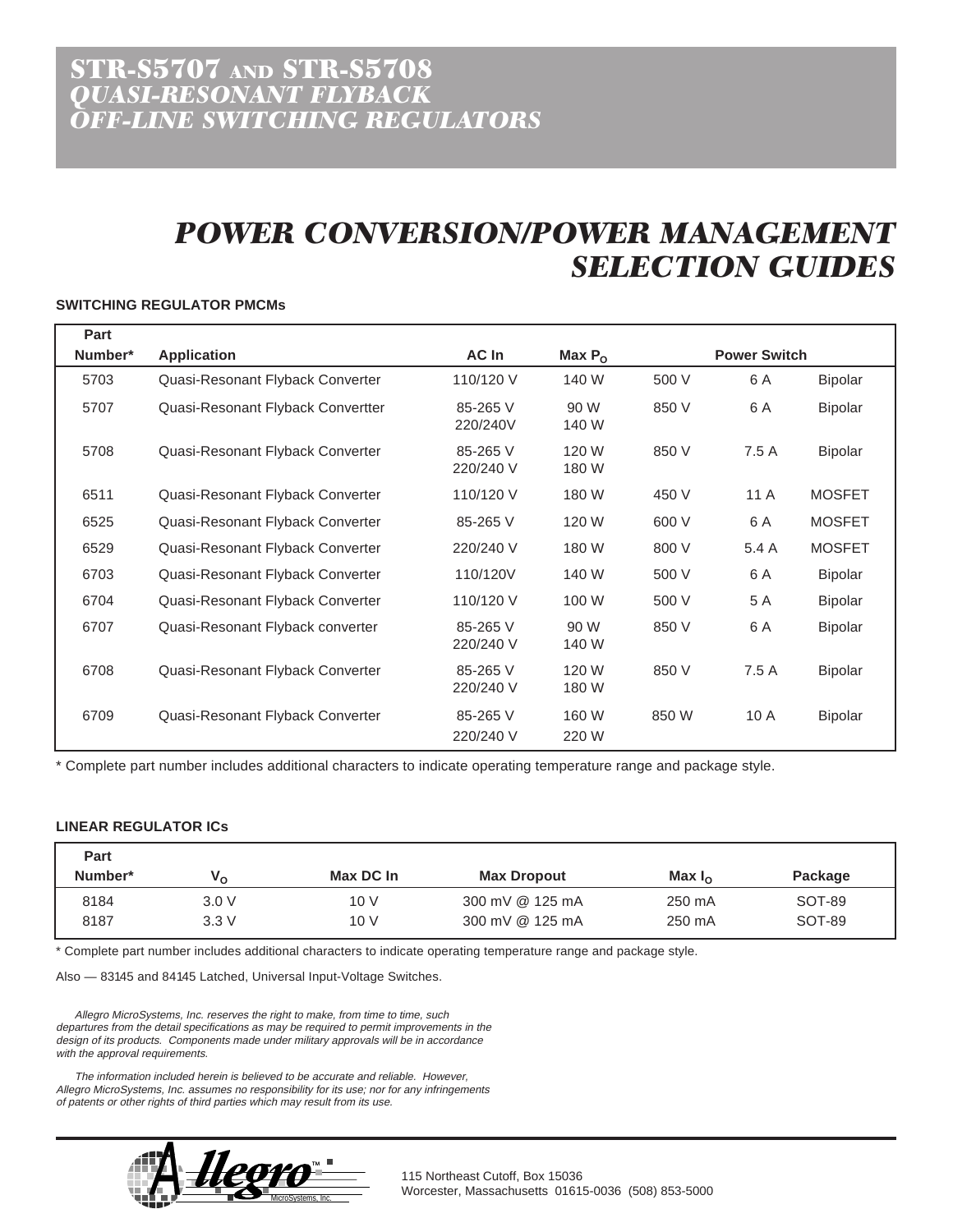# POWER CONVERSION/POWER MANAGEMENT SELECTION GUIDES

**SWITCHING REGULATOR PMCMs**

| Part Number* | Application | AC In | Max $P_O$ | Power Switch | | |
|---|---|---|---|---|---|---|
| 5703 | Quasi-Resonant Flyback Converter | 110/120 V | 140 W | 500 V | 6 A | Bipolar |
| 5707 | Quasi-Resonant Flyback Converttter | 85-265 V<br>220/240V | 90 W<br>140 W | 850 V | 6 A | Bipolar |
| 5708 | Quasi-Resonant Flyback Converter | 85-265 V<br>220/240 V | 120 W<br>180 W | 850 V | 7.5 A | Bipolar |
| 6511 | Quasi-Resonant Flyback Converter | 110/120 V | 180 W | 450 V | 11 A | MOSFET |
| 6525 | Quasi-Resonant Flyback Converter | 85-265 V | 120 W | 600 V | 6 A | MOSFET |
| 6529 | Quasi-Resonant Flyback Converter | 220/240 V | 180 W | 800 V | 5.4 A | MOSFET |
| 6703 | Quasi-Resonant Flyback Converter | 110/120V | 140 W | 500 V | 6 A | Bipolar |
| 6704 | Quasi-Resonant Flyback Converter | 110/120 V | 100 W | 500 V | 5 A | Bipolar |
| 6707 | Quasi-Resonant Flyback converter | 85-265 V<br>220/240 V | 90 W<br>140 W | 850 V | 6 A | Bipolar |
| 6708 | Quasi-Resonant Flyback Converter | 85-265 V<br>220/240 V | 120 W<br>180 W | 850 V | 7.5 A | Bipolar |
| 6709 | Quasi-Resonant Flyback Converter | 85-265 V<br>220/240 V | 160 W<br>220 W | 850 W | 10 A | Bipolar |

* Complete part number includes additional characters to indicate operating temperature range and package style.

**LINEAR REGULATOR ICs**

| Part Number* | $V_O$ | Max DC In | Max Dropout | Max $I_O$ | Package |
|---|---|---|---|---|---|
| 8184 | 3.0 V | 10 V | 300 mV @ 125 mA | 250 mA | SOT-89 |
| 8187 | 3.3 V | 10 V | 300 mV @ 125 mA | 250 mA | SOT-89 |

* Complete part number includes additional characters to indicate operating temperature range and package style.

Also — 83145 and 84145 Latched, Universal Input-Voltage Switches.

*Allegro MicroSystems, Inc. reserves the right to make, from time to time, such departures from the detail specifications as may be required to permit improvements in the design of its products. Components made under military approvals will be in accordance with the approval requirements.*

*The information included herein is believed to be accurate and reliable. However, Allegro MicroSystems, Inc. assumes no responsibility for its use; nor for any infringements of patents or other rights of third parties which may result from its use.*

Allegro™ MicroSystems, Inc.

115 Northeast Cutoff, Box 15036
Worcester, Massachusetts 01615-0036 (508) 853-5000